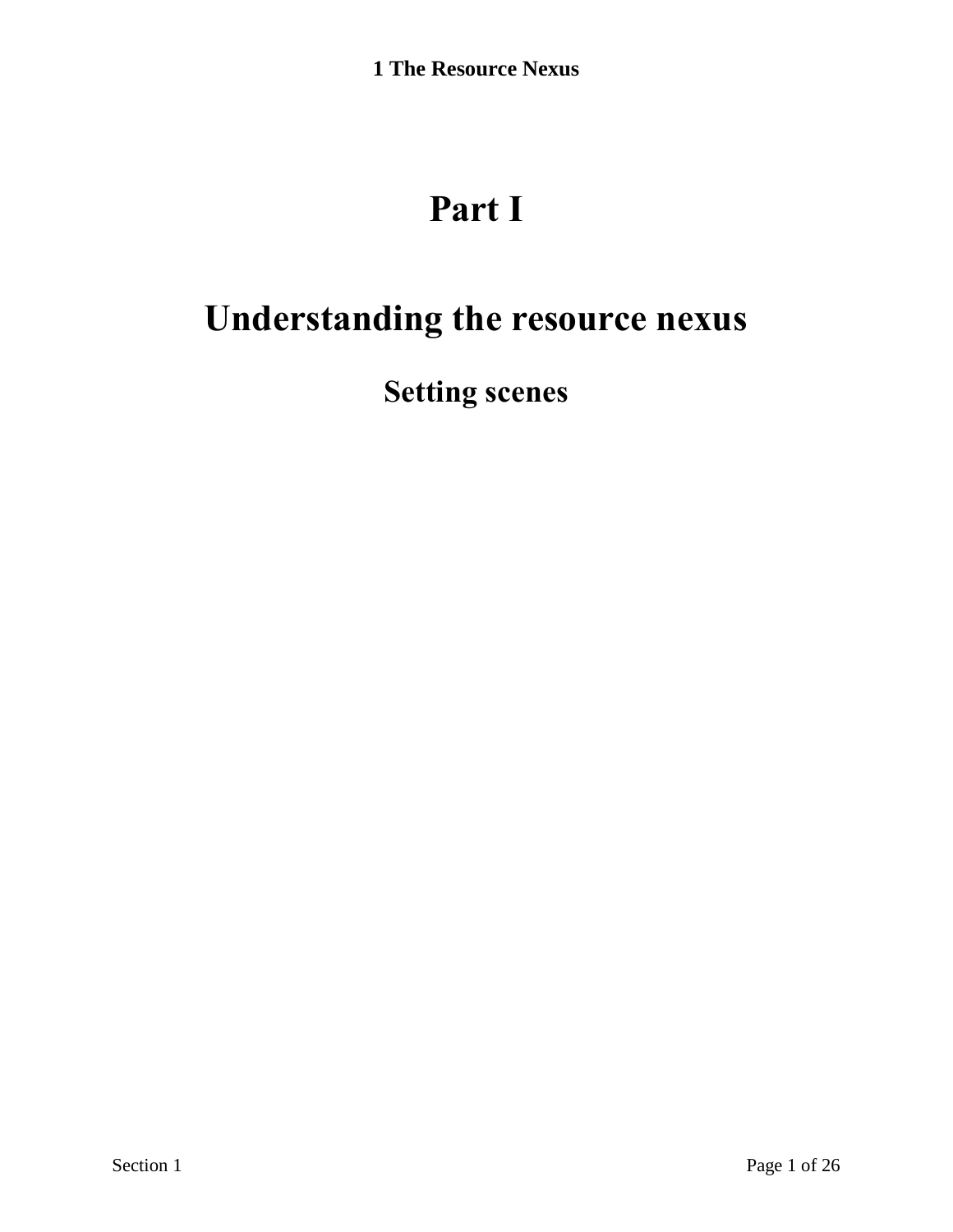# Part I

# Understanding the resource nexus

## Setting scenes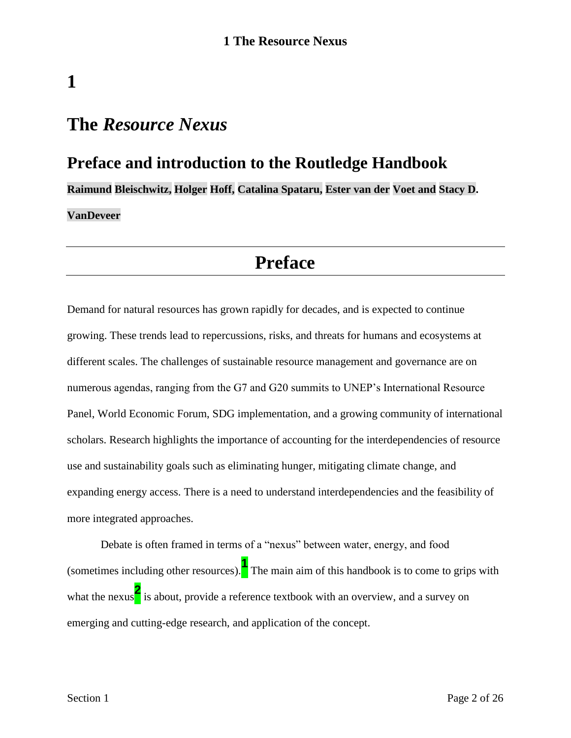# 1

# The *Resource Nexus*

## Preface and introduction to the Routledge Handbook

**Raimund Bleischwitz, Holger Hoff, Catalina Spataru, Ester van der Voet and Stacy D. VanDeveer**

## Preface

Demand for natural resources has grown rapidly for decades, and is expected to continue growing. These trends lead to repercussions, risks, and threats for humans and ecosystems at different scales. The challenges of sustainable resource management and governance are on numerous agendas, ranging from the G7 and G20 summits to UNEP's International Resource Panel, World Economic Forum, SDG implementation, and a growing community of international scholars. Research highlights the importance of accounting for the interdependencies of resource use and sustainability goals such as eliminating hunger, mitigating climate change, and expanding energy access. There is a need to understand interdependencies and the feasibility of more integrated approaches.

Debate is often framed in terms of a "nexus" between water, energy, and food (sometimes including other resources).[1] The main aim of this handbook is to come to grips with what the nexus[2] is about, provide a reference textbook with an overview, and a survey on emerging and cutting-edge research, and application of the concept.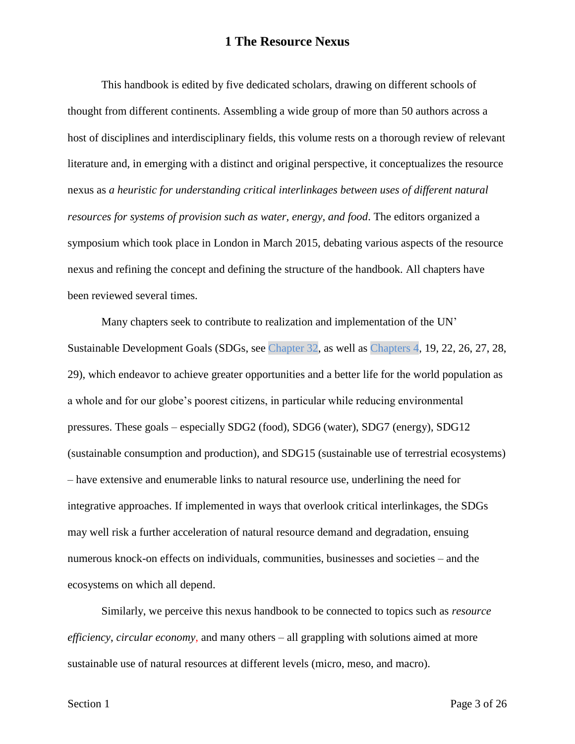# 1 The Resource Nexus

This handbook is edited by five dedicated scholars, drawing on different schools of thought from different continents. Assembling a wide group of more than 50 authors across a host of disciplines and interdisciplinary fields, this volume rests on a thorough review of relevant literature and, in emerging with a distinct and original perspective, it conceptualizes the resource nexus as *a heuristic for understanding critical interlinkages between uses of different natural resources for systems of provision such as water, energy, and food*. The editors organized a symposium which took place in London in March 2015, debating various aspects of the resource nexus and refining the concept and defining the structure of the handbook. All chapters have been reviewed several times.

Many chapters seek to contribute to realization and implementation of the UN' Sustainable Development Goals (SDGs, see Chapter 32, as well as Chapters 4, 19, 22, 26, 27, 28, 29), which endeavor to achieve greater opportunities and a better life for the world population as a whole and for our globe's poorest citizens, in particular while reducing environmental pressures. These goals – especially SDG2 (food), SDG6 (water), SDG7 (energy), SDG12 (sustainable consumption and production), and SDG15 (sustainable use of terrestrial ecosystems) – have extensive and enumerable links to natural resource use, underlining the need for integrative approaches. If implemented in ways that overlook critical interlinkages, the SDGs may well risk a further acceleration of natural resource demand and degradation, ensuing numerous knock-on effects on individuals, communities, businesses and societies – and the ecosystems on which all depend.

Similarly, we perceive this nexus handbook to be connected to topics such as *resource efficiency*, *circular economy*, and many others – all grappling with solutions aimed at more sustainable use of natural resources at different levels (micro, meso, and macro).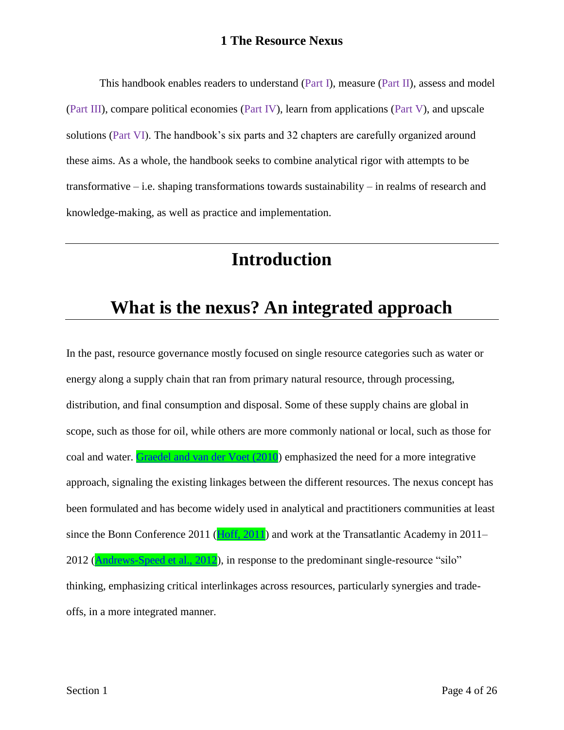# 1 The Resource Nexus

This handbook enables readers to understand (Part I), measure (Part II), assess and model (Part III), compare political economies (Part IV), learn from applications (Part V), and upscale solutions (Part VI). The handbook's six parts and 32 chapters are carefully organized around these aims. As a whole, the handbook seeks to combine analytical rigor with attempts to be transformative – i.e. shaping transformations towards sustainability – in realms of research and knowledge-making, as well as practice and implementation.

---

# Introduction

# What is the nexus? An integrated approach

In the past, resource governance mostly focused on single resource categories such as water or energy along a supply chain that ran from primary natural resource, through processing, distribution, and final consumption and disposal. Some of these supply chains are global in scope, such as those for oil, while others are more commonly national or local, such as those for coal and water. Graedel and van der Voet (2010) emphasized the need for a more integrative approach, signaling the existing linkages between the different resources. The nexus concept has been formulated and has become widely used in analytical and practitioners communities at least since the Bonn Conference 2011 (Hoff, 2011) and work at the Transatlantic Academy in 2011–2012 (Andrews-Speed et al., 2012), in response to the predominant single-resource "silo" thinking, emphasizing critical interlinkages across resources, particularly synergies and trade-offs, in a more integrated manner.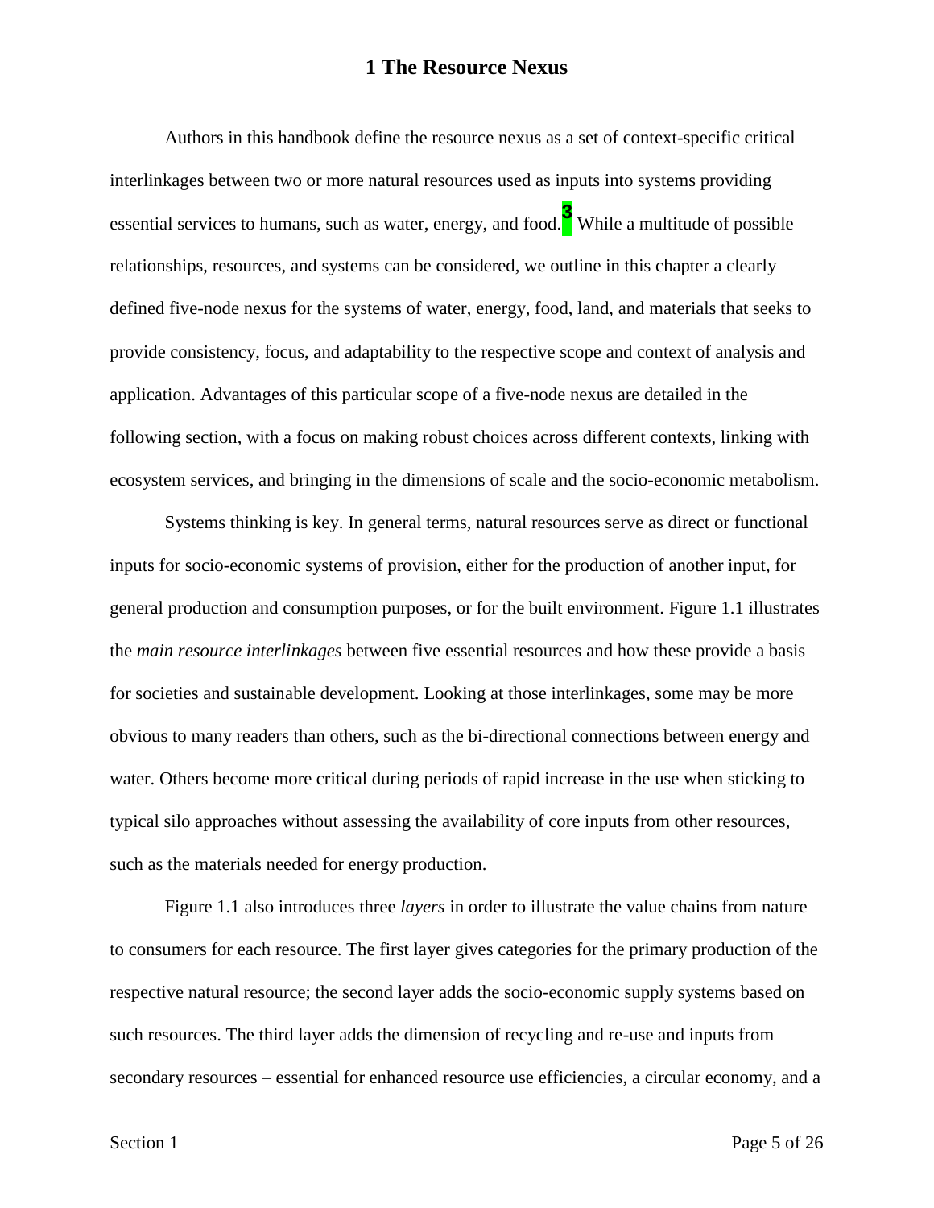# 1 The Resource Nexus

Authors in this handbook define the resource nexus as a set of context-specific critical interlinkages between two or more natural resources used as inputs into systems providing essential services to humans, such as water, energy, and food.[3] While a multitude of possible relationships, resources, and systems can be considered, we outline in this chapter a clearly defined five-node nexus for the systems of water, energy, food, land, and materials that seeks to provide consistency, focus, and adaptability to the respective scope and context of analysis and application. Advantages of this particular scope of a five-node nexus are detailed in the following section, with a focus on making robust choices across different contexts, linking with ecosystem services, and bringing in the dimensions of scale and the socio-economic metabolism.

Systems thinking is key. In general terms, natural resources serve as direct or functional inputs for socio-economic systems of provision, either for the production of another input, for general production and consumption purposes, or for the built environment. Figure 1.1 illustrates the *main resource interlinkages* between five essential resources and how these provide a basis for societies and sustainable development. Looking at those interlinkages, some may be more obvious to many readers than others, such as the bi-directional connections between energy and water. Others become more critical during periods of rapid increase in the use when sticking to typical silo approaches without assessing the availability of core inputs from other resources, such as the materials needed for energy production.

Figure 1.1 also introduces three *layers* in order to illustrate the value chains from nature to consumers for each resource. The first layer gives categories for the primary production of the respective natural resource; the second layer adds the socio-economic supply systems based on such resources. The third layer adds the dimension of recycling and re-use and inputs from secondary resources – essential for enhanced resource use efficiencies, a circular economy, and a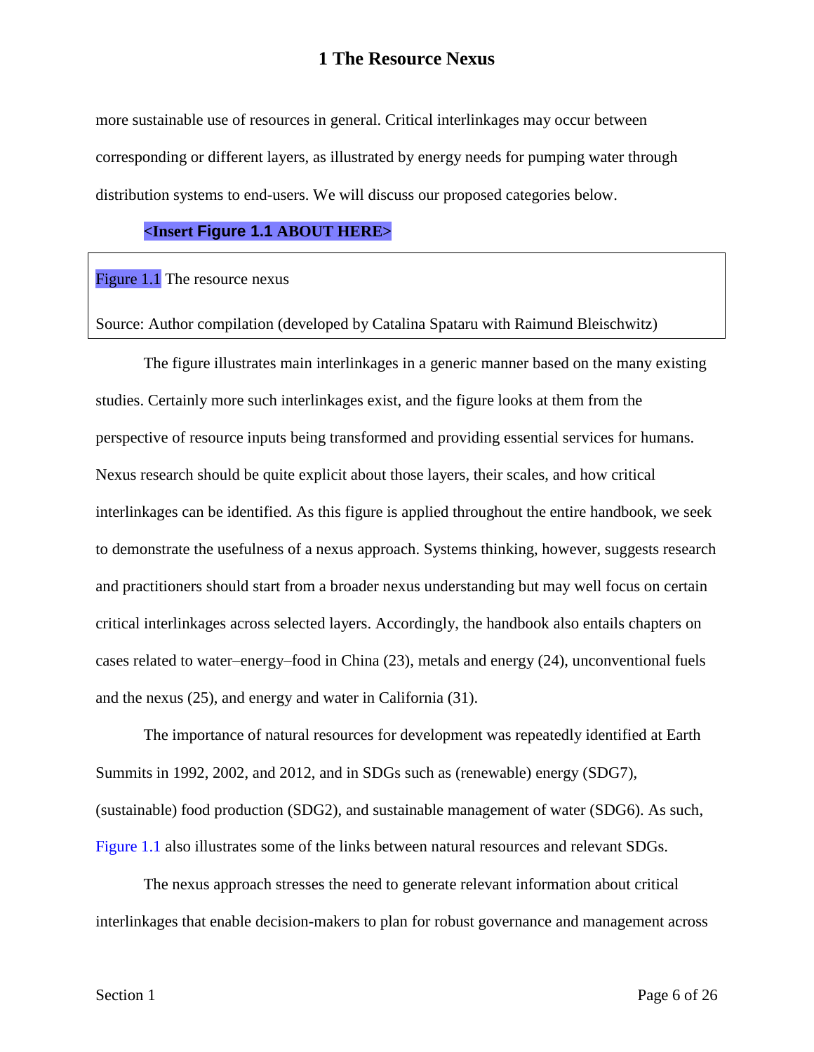more sustainable use of resources in general. Critical interlinkages may occur between corresponding or different layers, as illustrated by energy needs for pumping water through distribution systems to end-users. We will discuss our proposed categories below.

**<Insert Figure 1.1 ABOUT HERE>**

Figure 1.1 The resource nexus

Source: Author compilation (developed by Catalina Spataru with Raimund Bleischwitz)

The figure illustrates main interlinkages in a generic manner based on the many existing studies. Certainly more such interlinkages exist, and the figure looks at them from the perspective of resource inputs being transformed and providing essential services for humans. Nexus research should be quite explicit about those layers, their scales, and how critical interlinkages can be identified. As this figure is applied throughout the entire handbook, we seek to demonstrate the usefulness of a nexus approach. Systems thinking, however, suggests research and practitioners should start from a broader nexus understanding but may well focus on certain critical interlinkages across selected layers. Accordingly, the handbook also entails chapters on cases related to water–energy–food in China (23), metals and energy (24), unconventional fuels and the nexus (25), and energy and water in California (31).

The importance of natural resources for development was repeatedly identified at Earth Summits in 1992, 2002, and 2012, and in SDGs such as (renewable) energy (SDG7), (sustainable) food production (SDG2), and sustainable management of water (SDG6). As such, Figure 1.1 also illustrates some of the links between natural resources and relevant SDGs.

The nexus approach stresses the need to generate relevant information about critical interlinkages that enable decision-makers to plan for robust governance and management across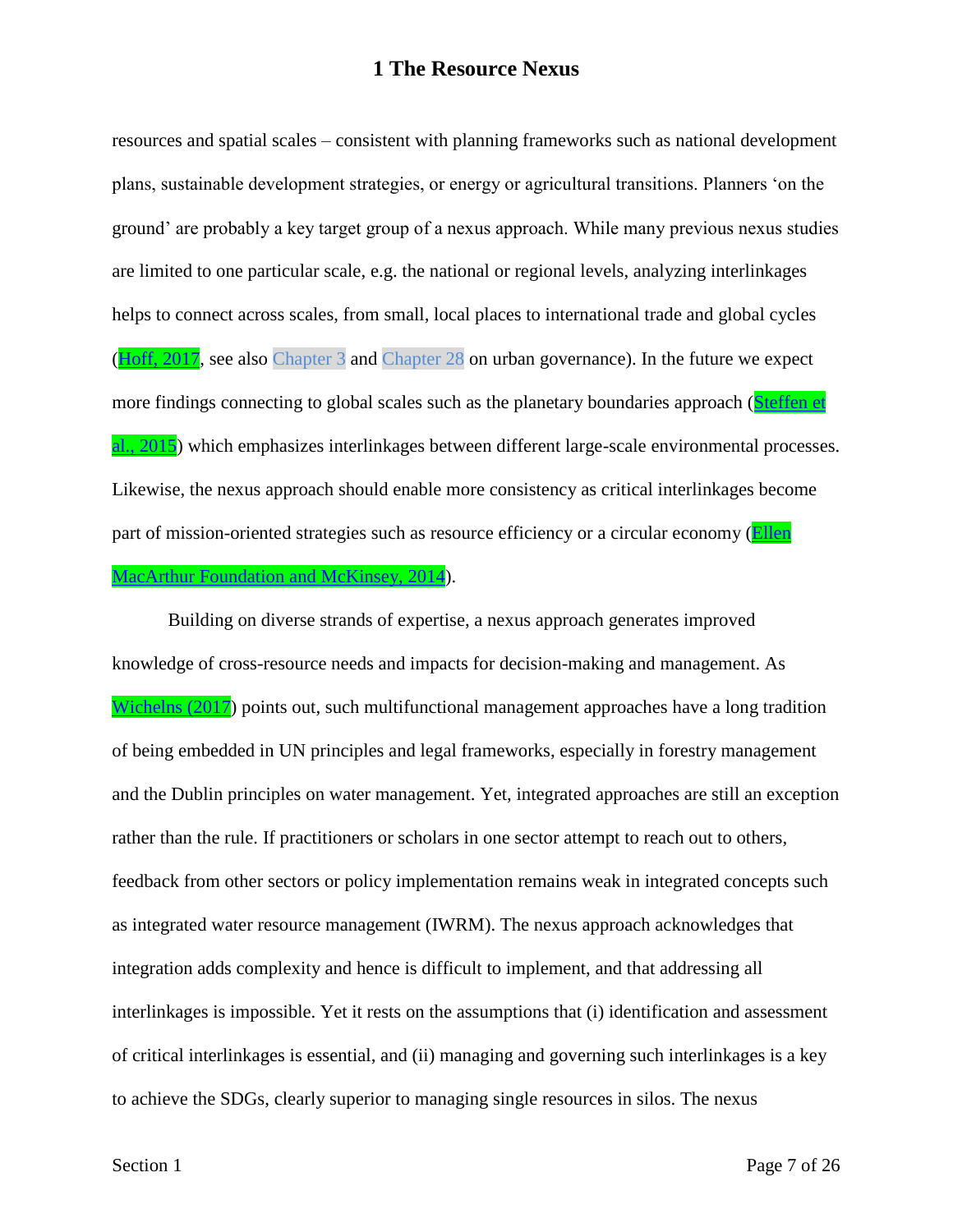resources and spatial scales – consistent with planning frameworks such as national development plans, sustainable development strategies, or energy or agricultural transitions. Planners 'on the ground' are probably a key target group of a nexus approach. While many previous nexus studies are limited to one particular scale, e.g. the national or regional levels, analyzing interlinkages helps to connect across scales, from small, local places to international trade and global cycles (Hoff, 2017, see also Chapter 3 and Chapter 28 on urban governance). In the future we expect more findings connecting to global scales such as the planetary boundaries approach (Steffen et al., 2015) which emphasizes interlinkages between different large-scale environmental processes. Likewise, the nexus approach should enable more consistency as critical interlinkages become part of mission-oriented strategies such as resource efficiency or a circular economy (Ellen MacArthur Foundation and McKinsey, 2014).

Building on diverse strands of expertise, a nexus approach generates improved knowledge of cross-resource needs and impacts for decision-making and management. As Wichelns (2017) points out, such multifunctional management approaches have a long tradition of being embedded in UN principles and legal frameworks, especially in forestry management and the Dublin principles on water management. Yet, integrated approaches are still an exception rather than the rule. If practitioners or scholars in one sector attempt to reach out to others, feedback from other sectors or policy implementation remains weak in integrated concepts such as integrated water resource management (IWRM). The nexus approach acknowledges that integration adds complexity and hence is difficult to implement, and that addressing all interlinkages is impossible. Yet it rests on the assumptions that (i) identification and assessment of critical interlinkages is essential, and (ii) managing and governing such interlinkages is a key to achieve the SDGs, clearly superior to managing single resources in silos. The nexus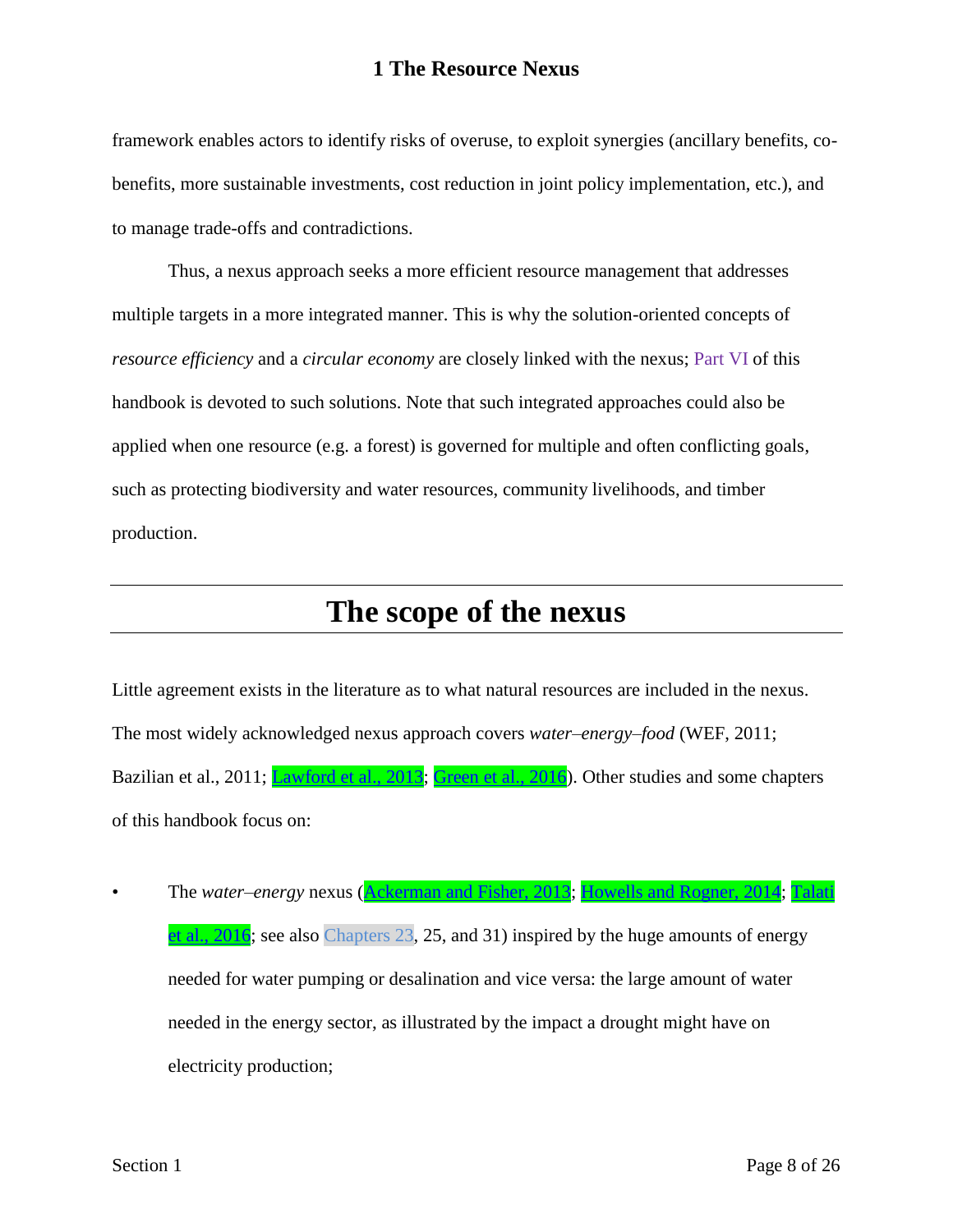framework enables actors to identify risks of overuse, to exploit synergies (ancillary benefits, co-benefits, more sustainable investments, cost reduction in joint policy implementation, etc.), and to manage trade-offs and contradictions.

Thus, a nexus approach seeks a more efficient resource management that addresses multiple targets in a more integrated manner. This is why the solution-oriented concepts of *resource efficiency* and a *circular economy* are closely linked with the nexus; Part VI of this handbook is devoted to such solutions. Note that such integrated approaches could also be applied when one resource (e.g. a forest) is governed for multiple and often conflicting goals, such as protecting biodiversity and water resources, community livelihoods, and timber production.

# The scope of the nexus

Little agreement exists in the literature as to what natural resources are included in the nexus. The most widely acknowledged nexus approach covers *water–energy–food* (WEF, 2011; Bazilian et al., 2011; Lawford et al., 2013; Green et al., 2016). Other studies and some chapters of this handbook focus on:

- The *water–energy* nexus (Ackerman and Fisher, 2013; Howells and Rogner, 2014; Talati et al., 2016; see also Chapters 23, 25, and 31) inspired by the huge amounts of energy needed for water pumping or desalination and vice versa: the large amount of water needed in the energy sector, as illustrated by the impact a drought might have on electricity production;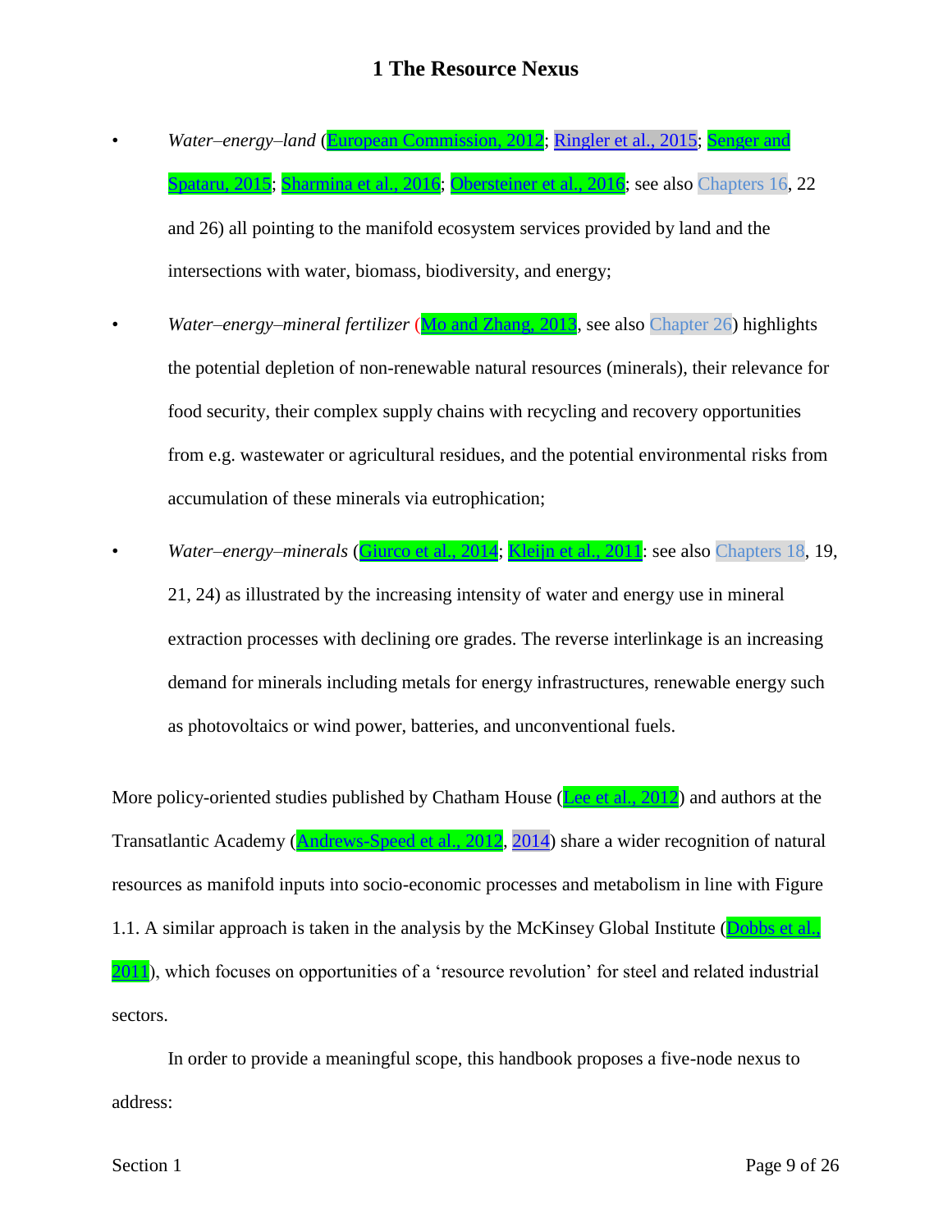- *Water–energy–land* (European Commission, 2012; Ringler et al., 2015; Senger and Spataru, 2015; Sharmina et al., 2016; Obersteiner et al., 2016; see also Chapters 16, 22 and 26) all pointing to the manifold ecosystem services provided by land and the intersections with water, biomass, biodiversity, and energy;
- *Water–energy–mineral fertilizer* (Mo and Zhang, 2013, see also Chapter 26) highlights the potential depletion of non-renewable natural resources (minerals), their relevance for food security, their complex supply chains with recycling and recovery opportunities from e.g. wastewater or agricultural residues, and the potential environmental risks from accumulation of these minerals via eutrophication;
- *Water–energy–minerals* (Giurco et al., 2014; Kleijn et al., 2011: see also Chapters 18, 19, 21, 24) as illustrated by the increasing intensity of water and energy use in mineral extraction processes with declining ore grades. The reverse interlinkage is an increasing demand for minerals including metals for energy infrastructures, renewable energy such as photovoltaics or wind power, batteries, and unconventional fuels.

More policy-oriented studies published by Chatham House (Lee et al., 2012) and authors at the Transatlantic Academy (Andrews-Speed et al., 2012, 2014) share a wider recognition of natural resources as manifold inputs into socio-economic processes and metabolism in line with Figure 1.1. A similar approach is taken in the analysis by the McKinsey Global Institute (Dobbs et al., 2011), which focuses on opportunities of a 'resource revolution' for steel and related industrial sectors.

In order to provide a meaningful scope, this handbook proposes a five-node nexus to address: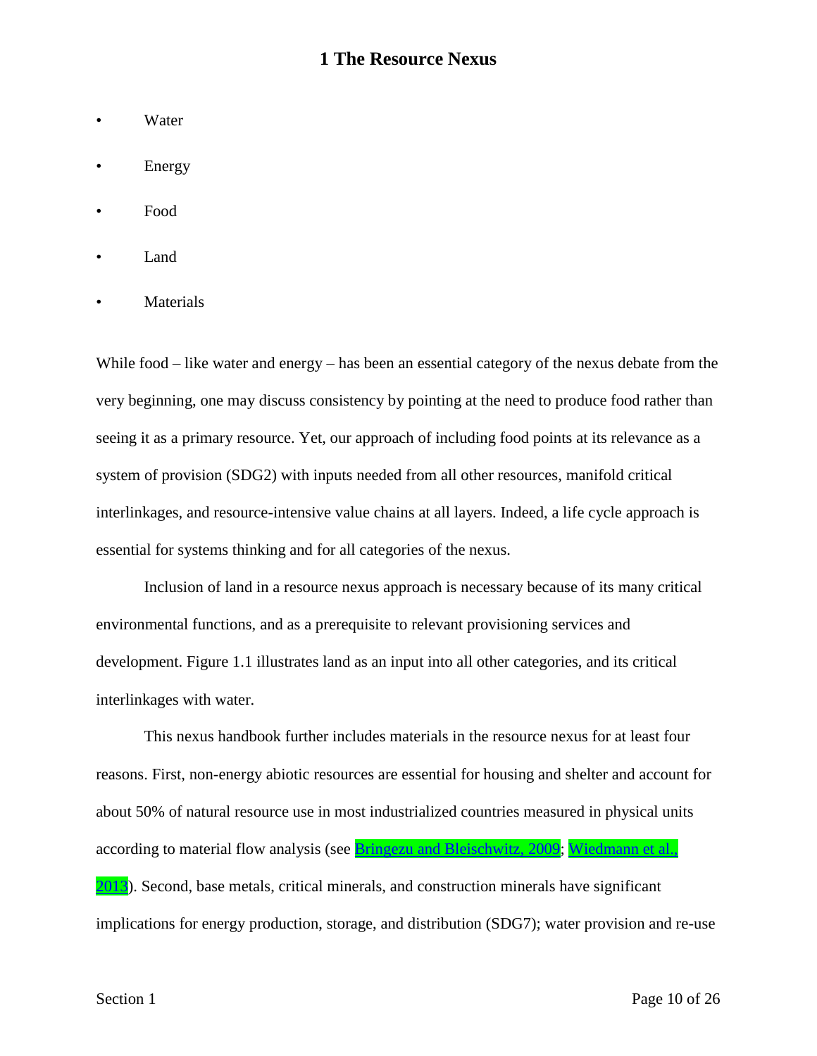# 1 The Resource Nexus

- Water
- Energy
- Food
- Land
- Materials

While food – like water and energy – has been an essential category of the nexus debate from the very beginning, one may discuss consistency by pointing at the need to produce food rather than seeing it as a primary resource. Yet, our approach of including food points at its relevance as a system of provision (SDG2) with inputs needed from all other resources, manifold critical interlinkages, and resource-intensive value chains at all layers. Indeed, a life cycle approach is essential for systems thinking and for all categories of the nexus.

Inclusion of land in a resource nexus approach is necessary because of its many critical environmental functions, and as a prerequisite to relevant provisioning services and development. Figure 1.1 illustrates land as an input into all other categories, and its critical interlinkages with water.

This nexus handbook further includes materials in the resource nexus for at least four reasons. First, non-energy abiotic resources are essential for housing and shelter and account for about 50% of natural resource use in most industrialized countries measured in physical units according to material flow analysis (see Bringezu and Bleischwitz, 2009; Wiedmann et al., 2013). Second, base metals, critical minerals, and construction minerals have significant implications for energy production, storage, and distribution (SDG7); water provision and re-use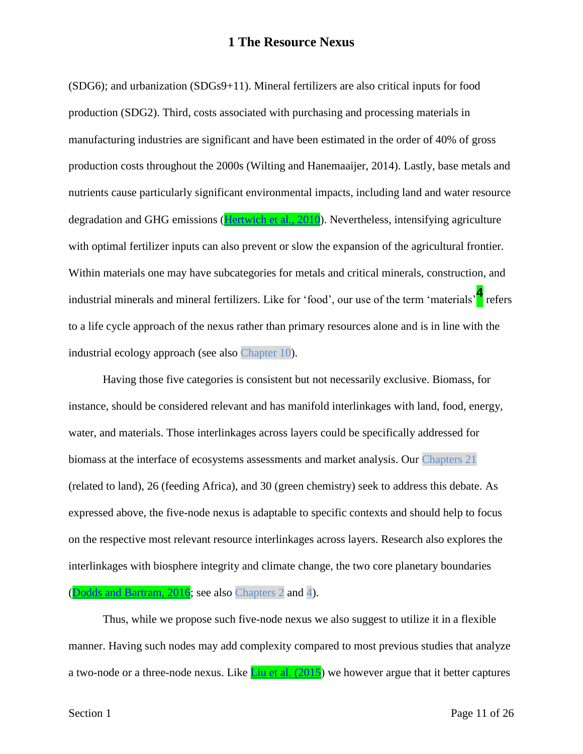(SDG6); and urbanization (SDGs9+11). Mineral fertilizers are also critical inputs for food production (SDG2). Third, costs associated with purchasing and processing materials in manufacturing industries are significant and have been estimated in the order of 40% of gross production costs throughout the 2000s (Wilting and Hanemaaijer, 2014). Lastly, base metals and nutrients cause particularly significant environmental impacts, including land and water resource degradation and GHG emissions (Hertwich et al., 2010). Nevertheless, intensifying agriculture with optimal fertilizer inputs can also prevent or slow the expansion of the agricultural frontier. Within materials one may have subcategories for metals and critical minerals, construction, and industrial minerals and mineral fertilizers. Like for 'food', our use of the term 'materials'[4] refers to a life cycle approach of the nexus rather than primary resources alone and is in line with the industrial ecology approach (see also Chapter 10).

Having those five categories is consistent but not necessarily exclusive. Biomass, for instance, should be considered relevant and has manifold interlinkages with land, food, energy, water, and materials. Those interlinkages across layers could be specifically addressed for biomass at the interface of ecosystems assessments and market analysis. Our Chapters 21 (related to land), 26 (feeding Africa), and 30 (green chemistry) seek to address this debate. As expressed above, the five-node nexus is adaptable to specific contexts and should help to focus on the respective most relevant resource interlinkages across layers. Research also explores the interlinkages with biosphere integrity and climate change, the two core planetary boundaries (Dodds and Bartram, 2016; see also Chapters 2 and 4).

Thus, while we propose such five-node nexus we also suggest to utilize it in a flexible manner. Having such nodes may add complexity compared to most previous studies that analyze a two-node or a three-node nexus. Like Liu et al. (2015) we however argue that it better captures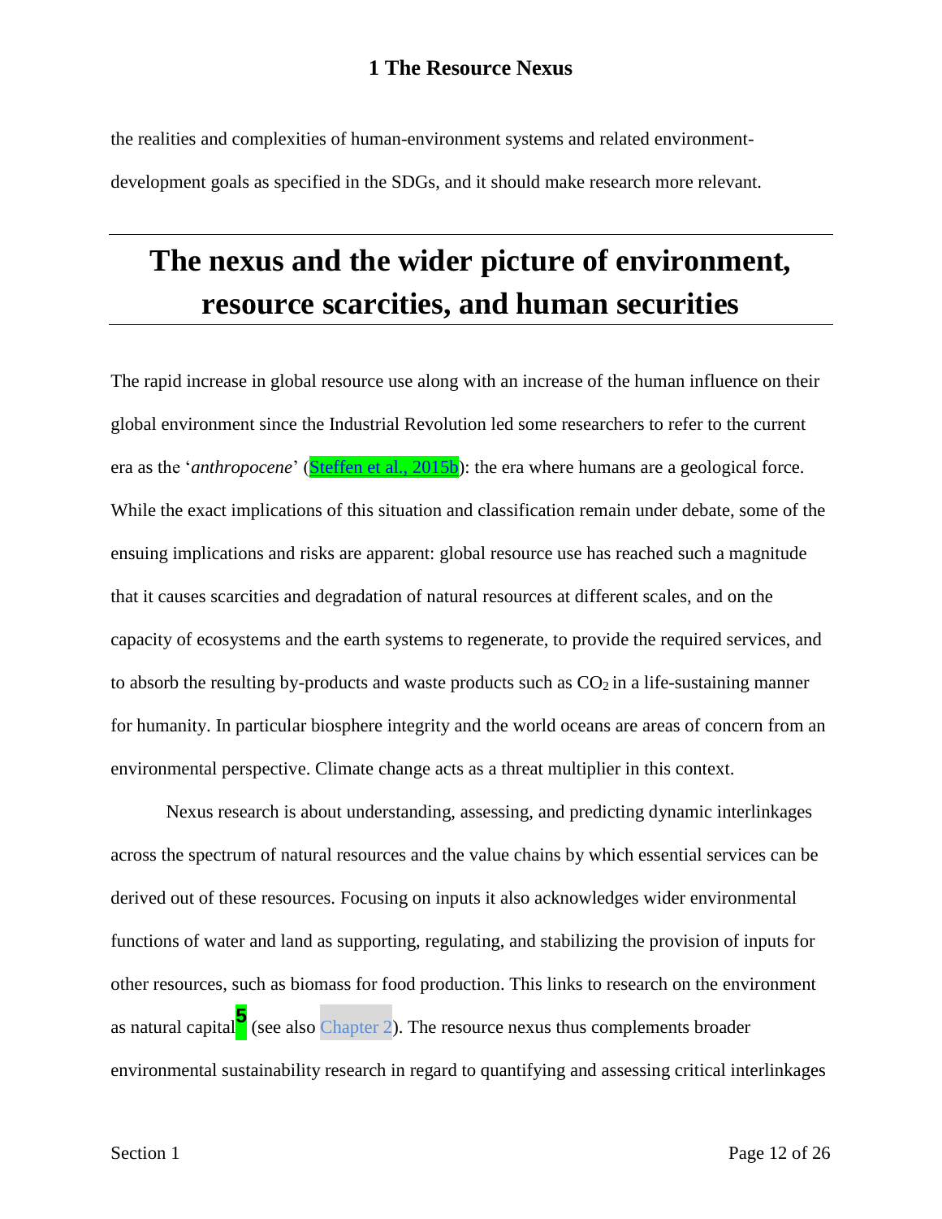the realities and complexities of human-environment systems and related environment-development goals as specified in the SDGs, and it should make research more relevant.

## The nexus and the wider picture of environment, resource scarcities, and human securities

The rapid increase in global resource use along with an increase of the human influence on their global environment since the Industrial Revolution led some researchers to refer to the current era as the '*anthropocene*' (Steffen et al., 2015b): the era where humans are a geological force. While the exact implications of this situation and classification remain under debate, some of the ensuing implications and risks are apparent: global resource use has reached such a magnitude that it causes scarcities and degradation of natural resources at different scales, and on the capacity of ecosystems and the earth systems to regenerate, to provide the required services, and to absorb the resulting by-products and waste products such as $CO_2$ in a life-sustaining manner for humanity. In particular biosphere integrity and the world oceans are areas of concern from an environmental perspective. Climate change acts as a threat multiplier in this context.

Nexus research is about understanding, assessing, and predicting dynamic interlinkages across the spectrum of natural resources and the value chains by which essential services can be derived out of these resources. Focusing on inputs it also acknowledges wider environmental functions of water and land as supporting, regulating, and stabilizing the provision of inputs for other resources, such as biomass for food production. This links to research on the environment as natural capital[5] (see also Chapter 2). The resource nexus thus complements broader environmental sustainability research in regard to quantifying and assessing critical interlinkages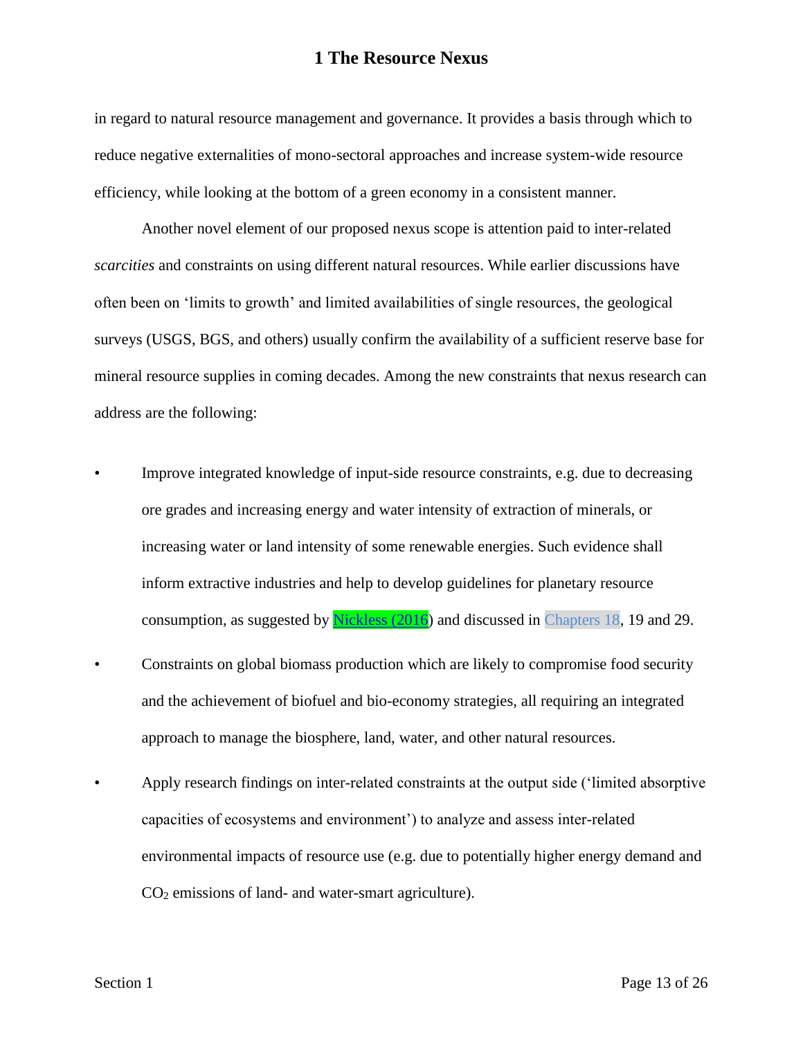in regard to natural resource management and governance. It provides a basis through which to reduce negative externalities of mono-sectoral approaches and increase system-wide resource efficiency, while looking at the bottom of a green economy in a consistent manner.

Another novel element of our proposed nexus scope is attention paid to inter-related *scarcities* and constraints on using different natural resources. While earlier discussions have often been on 'limits to growth' and limited availabilities of single resources, the geological surveys (USGS, BGS, and others) usually confirm the availability of a sufficient reserve base for mineral resource supplies in coming decades. Among the new constraints that nexus research can address are the following:

- Improve integrated knowledge of input-side resource constraints, e.g. due to decreasing ore grades and increasing energy and water intensity of extraction of minerals, or increasing water or land intensity of some renewable energies. Such evidence shall inform extractive industries and help to develop guidelines for planetary resource consumption, as suggested by Nickless (2016) and discussed in Chapters 18, 19 and 29.
- Constraints on global biomass production which are likely to compromise food security and the achievement of biofuel and bio-economy strategies, all requiring an integrated approach to manage the biosphere, land, water, and other natural resources.
- Apply research findings on inter-related constraints at the output side ('limited absorptive capacities of ecosystems and environment') to analyze and assess inter-related environmental impacts of resource use (e.g. due to potentially higher energy demand and $CO_2$ emissions of land- and water-smart agriculture).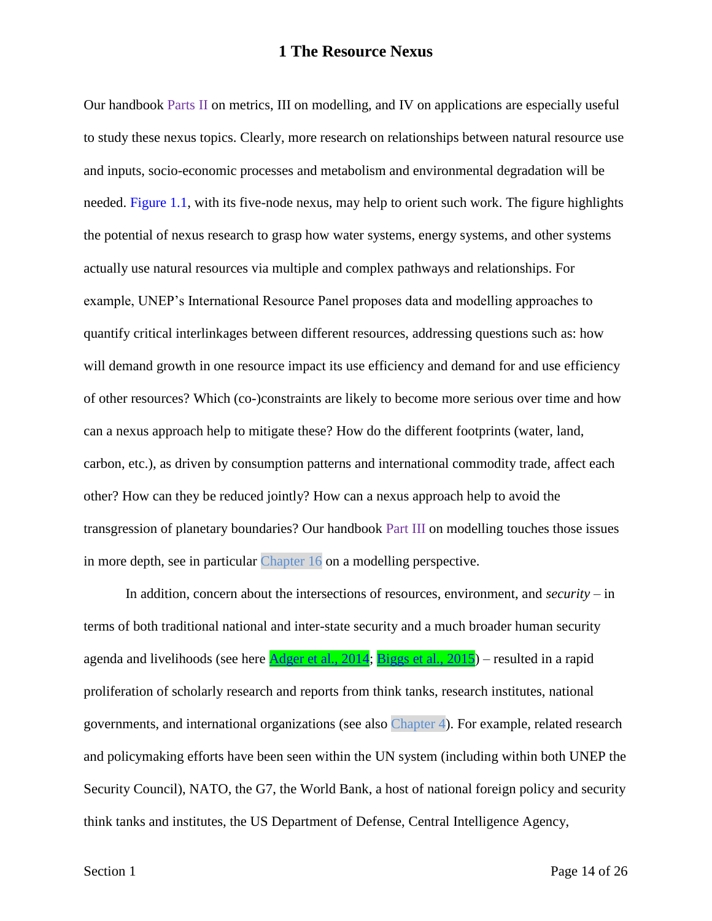Our handbook Parts II on metrics, III on modelling, and IV on applications are especially useful to study these nexus topics. Clearly, more research on relationships between natural resource use and inputs, socio-economic processes and metabolism and environmental degradation will be needed. Figure 1.1, with its five-node nexus, may help to orient such work. The figure highlights the potential of nexus research to grasp how water systems, energy systems, and other systems actually use natural resources via multiple and complex pathways and relationships. For example, UNEP's International Resource Panel proposes data and modelling approaches to quantify critical interlinkages between different resources, addressing questions such as: how will demand growth in one resource impact its use efficiency and demand for and use efficiency of other resources? Which (co-)constraints are likely to become more serious over time and how can a nexus approach help to mitigate these? How do the different footprints (water, land, carbon, etc.), as driven by consumption patterns and international commodity trade, affect each other? How can they be reduced jointly? How can a nexus approach help to avoid the transgression of planetary boundaries? Our handbook Part III on modelling touches those issues in more depth, see in particular Chapter 16 on a modelling perspective.

In addition, concern about the intersections of resources, environment, and *security* – in terms of both traditional national and inter-state security and a much broader human security agenda and livelihoods (see here Adger et al., 2014; Biggs et al., 2015) – resulted in a rapid proliferation of scholarly research and reports from think tanks, research institutes, national governments, and international organizations (see also Chapter 4). For example, related research and policymaking efforts have been seen within the UN system (including within both UNEP the Security Council), NATO, the G7, the World Bank, a host of national foreign policy and security think tanks and institutes, the US Department of Defense, Central Intelligence Agency,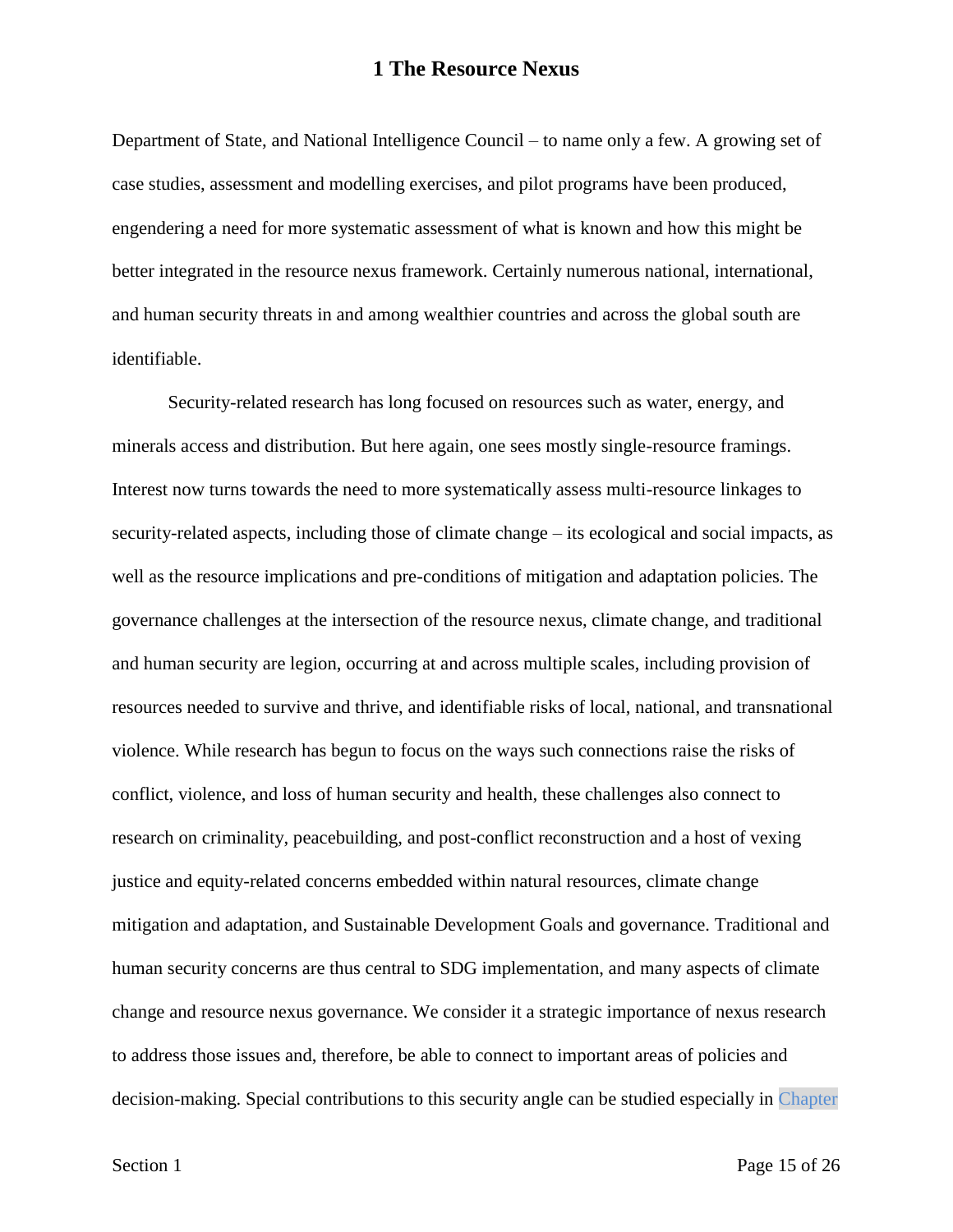Department of State, and National Intelligence Council – to name only a few. A growing set of case studies, assessment and modelling exercises, and pilot programs have been produced, engendering a need for more systematic assessment of what is known and how this might be better integrated in the resource nexus framework. Certainly numerous national, international, and human security threats in and among wealthier countries and across the global south are identifiable.

Security-related research has long focused on resources such as water, energy, and minerals access and distribution. But here again, one sees mostly single-resource framings. Interest now turns towards the need to more systematically assess multi-resource linkages to security-related aspects, including those of climate change – its ecological and social impacts, as well as the resource implications and pre-conditions of mitigation and adaptation policies. The governance challenges at the intersection of the resource nexus, climate change, and traditional and human security are legion, occurring at and across multiple scales, including provision of resources needed to survive and thrive, and identifiable risks of local, national, and transnational violence. While research has begun to focus on the ways such connections raise the risks of conflict, violence, and loss of human security and health, these challenges also connect to research on criminality, peacebuilding, and post-conflict reconstruction and a host of vexing justice and equity-related concerns embedded within natural resources, climate change mitigation and adaptation, and Sustainable Development Goals and governance. Traditional and human security concerns are thus central to SDG implementation, and many aspects of climate change and resource nexus governance. We consider it a strategic importance of nexus research to address those issues and, therefore, be able to connect to important areas of policies and decision-making. Special contributions to this security angle can be studied especially in Chapter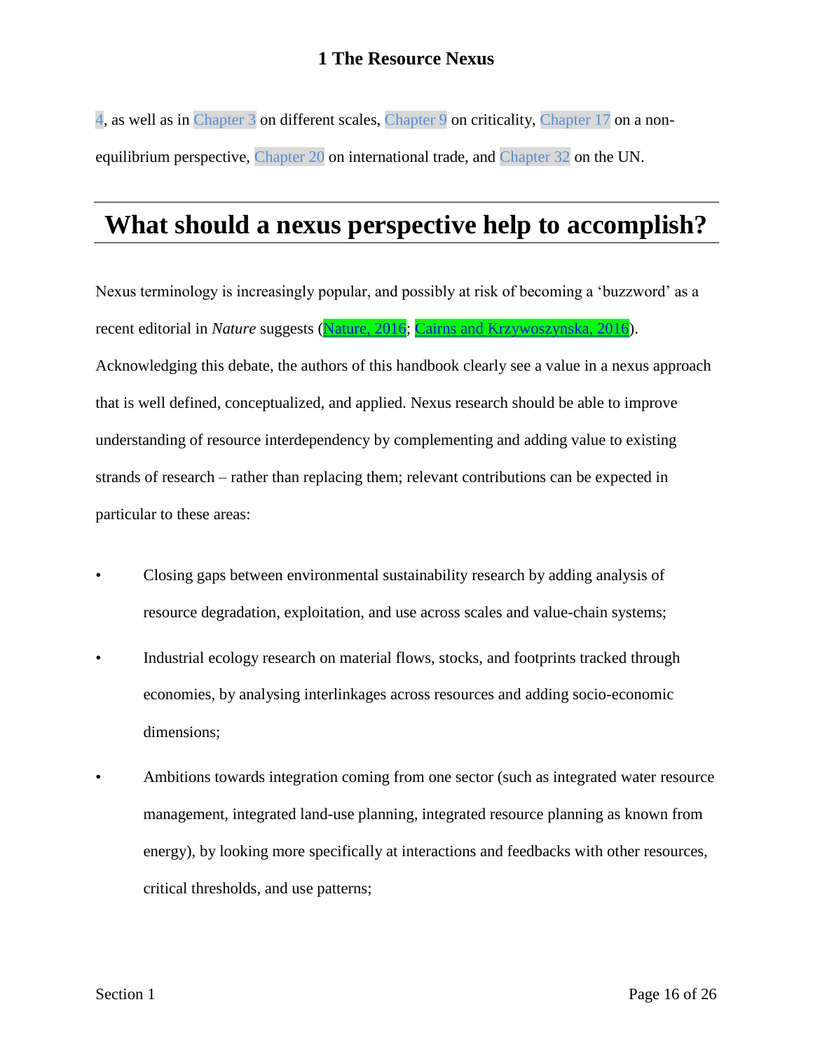4, as well as in Chapter 3 on different scales, Chapter 9 on criticality, Chapter 17 on a non-equilibrium perspective, Chapter 20 on international trade, and Chapter 32 on the UN.

# What should a nexus perspective help to accomplish?

Nexus terminology is increasingly popular, and possibly at risk of becoming a 'buzzword' as a recent editorial in *Nature* suggests (Nature, 2016; Cairns and Krzywoszynska, 2016). Acknowledging this debate, the authors of this handbook clearly see a value in a nexus approach that is well defined, conceptualized, and applied. Nexus research should be able to improve understanding of resource interdependency by complementing and adding value to existing strands of research – rather than replacing them; relevant contributions can be expected in particular to these areas:

- Closing gaps between environmental sustainability research by adding analysis of resource degradation, exploitation, and use across scales and value-chain systems;
- Industrial ecology research on material flows, stocks, and footprints tracked through economies, by analysing interlinkages across resources and adding socio-economic dimensions;
- Ambitions towards integration coming from one sector (such as integrated water resource management, integrated land-use planning, integrated resource planning as known from energy), by looking more specifically at interactions and feedbacks with other resources, critical thresholds, and use patterns;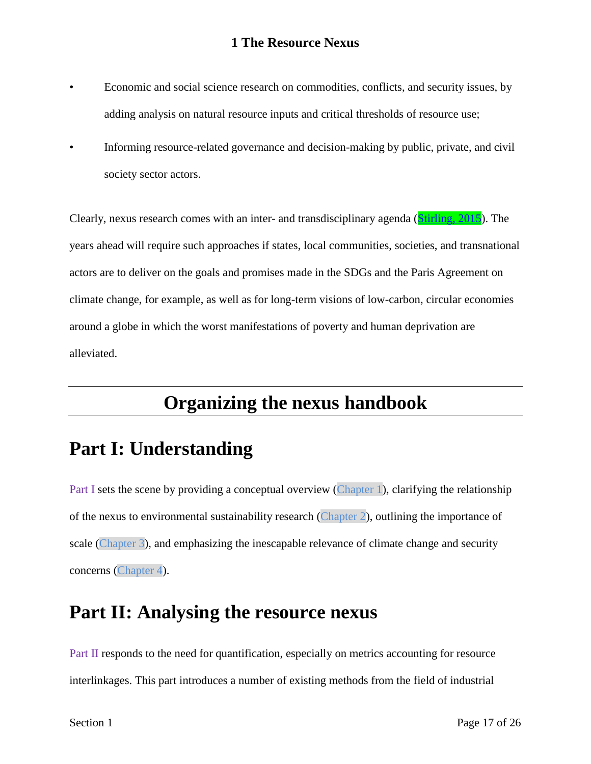- Economic and social science research on commodities, conflicts, and security issues, by adding analysis on natural resource inputs and critical thresholds of resource use;
- Informing resource-related governance and decision-making by public, private, and civil society sector actors.

Clearly, nexus research comes with an inter- and transdisciplinary agenda (Stirling, 2015). The years ahead will require such approaches if states, local communities, societies, and transnational actors are to deliver on the goals and promises made in the SDGs and the Paris Agreement on climate change, for example, as well as for long-term visions of low-carbon, circular economies around a globe in which the worst manifestations of poverty and human deprivation are alleviated.

# Organizing the nexus handbook

## Part I: Understanding

Part I sets the scene by providing a conceptual overview (Chapter 1), clarifying the relationship of the nexus to environmental sustainability research (Chapter 2), outlining the importance of scale (Chapter 3), and emphasizing the inescapable relevance of climate change and security concerns (Chapter 4).

## Part II: Analysing the resource nexus

Part II responds to the need for quantification, especially on metrics accounting for resource interlinkages. This part introduces a number of existing methods from the field of industrial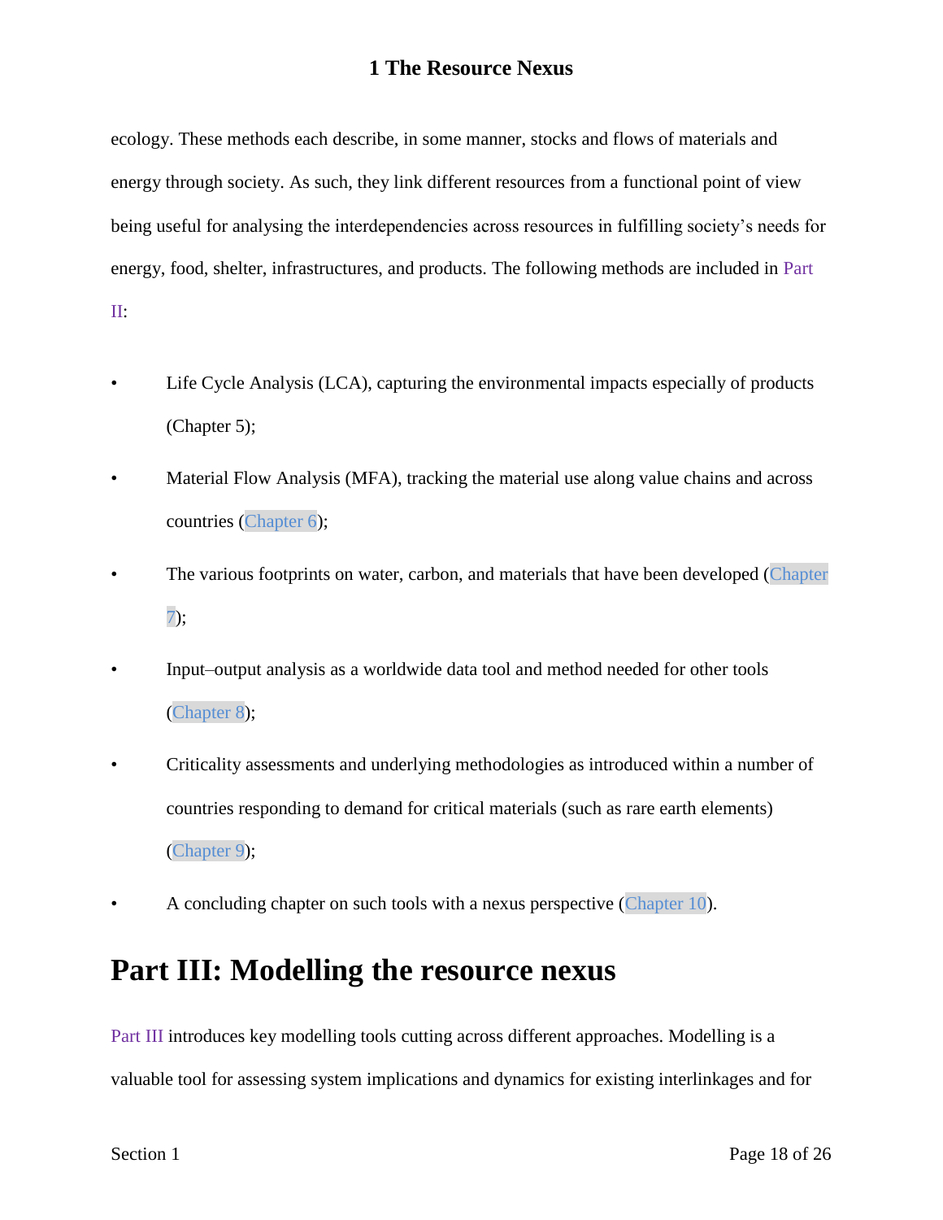ecology. These methods each describe, in some manner, stocks and flows of materials and energy through society. As such, they link different resources from a functional point of view being useful for analysing the interdependencies across resources in fulfilling society's needs for energy, food, shelter, infrastructures, and products. The following methods are included in Part II:

- Life Cycle Analysis (LCA), capturing the environmental impacts especially of products (Chapter 5);
- Material Flow Analysis (MFA), tracking the material use along value chains and across countries (Chapter 6);
- The various footprints on water, carbon, and materials that have been developed (Chapter 7);
- Input–output analysis as a worldwide data tool and method needed for other tools (Chapter 8);
- Criticality assessments and underlying methodologies as introduced within a number of countries responding to demand for critical materials (such as rare earth elements) (Chapter 9);
- A concluding chapter on such tools with a nexus perspective (Chapter 10).

## Part III: Modelling the resource nexus

Part III introduces key modelling tools cutting across different approaches. Modelling is a valuable tool for assessing system implications and dynamics for existing interlinkages and for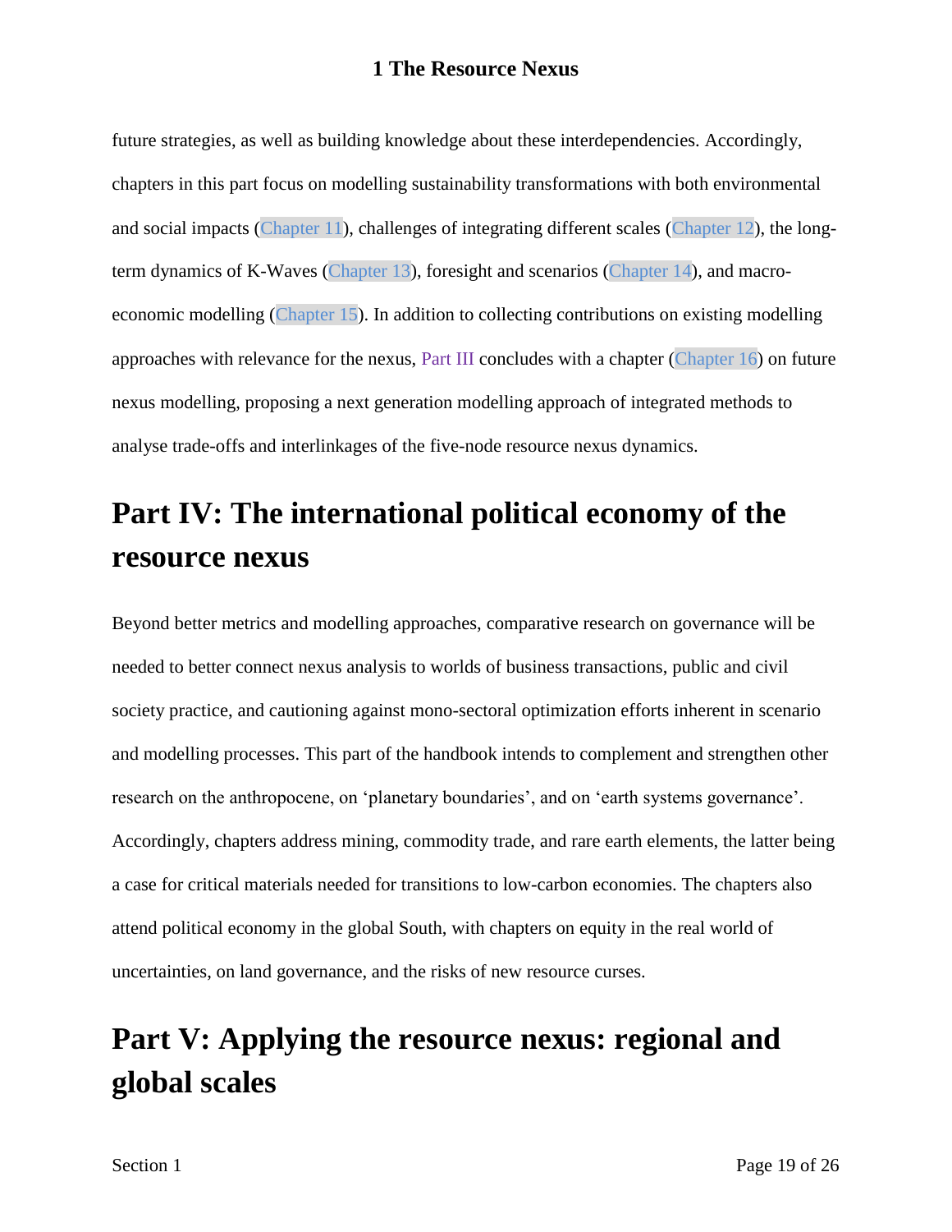future strategies, as well as building knowledge about these interdependencies. Accordingly, chapters in this part focus on modelling sustainability transformations with both environmental and social impacts (Chapter 11), challenges of integrating different scales (Chapter 12), the long-term dynamics of K-Waves (Chapter 13), foresight and scenarios (Chapter 14), and macro-economic modelling (Chapter 15). In addition to collecting contributions on existing modelling approaches with relevance for the nexus, Part III concludes with a chapter (Chapter 16) on future nexus modelling, proposing a next generation modelling approach of integrated methods to analyse trade-offs and interlinkages of the five-node resource nexus dynamics.

# Part IV: The international political economy of the resource nexus

Beyond better metrics and modelling approaches, comparative research on governance will be needed to better connect nexus analysis to worlds of business transactions, public and civil society practice, and cautioning against mono-sectoral optimization efforts inherent in scenario and modelling processes. This part of the handbook intends to complement and strengthen other research on the anthropocene, on 'planetary boundaries', and on 'earth systems governance'. Accordingly, chapters address mining, commodity trade, and rare earth elements, the latter being a case for critical materials needed for transitions to low-carbon economies. The chapters also attend political economy in the global South, with chapters on equity in the real world of uncertainties, on land governance, and the risks of new resource curses.

# Part V: Applying the resource nexus: regional and global scales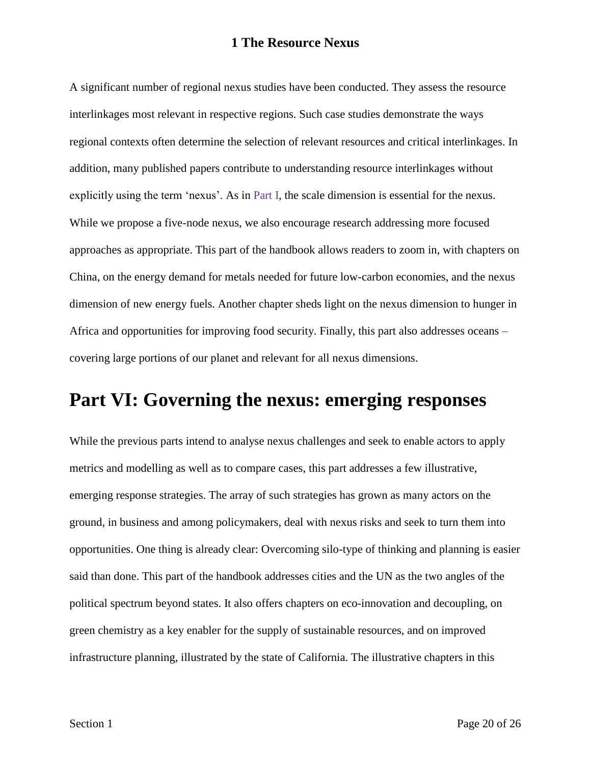A significant number of regional nexus studies have been conducted. They assess the resource interlinkages most relevant in respective regions. Such case studies demonstrate the ways regional contexts often determine the selection of relevant resources and critical interlinkages. In addition, many published papers contribute to understanding resource interlinkages without explicitly using the term 'nexus'. As in Part I, the scale dimension is essential for the nexus. While we propose a five-node nexus, we also encourage research addressing more focused approaches as appropriate. This part of the handbook allows readers to zoom in, with chapters on China, on the energy demand for metals needed for future low-carbon economies, and the nexus dimension of new energy fuels. Another chapter sheds light on the nexus dimension to hunger in Africa and opportunities for improving food security. Finally, this part also addresses oceans – covering large portions of our planet and relevant for all nexus dimensions.

# Part VI: Governing the nexus: emerging responses

While the previous parts intend to analyse nexus challenges and seek to enable actors to apply metrics and modelling as well as to compare cases, this part addresses a few illustrative, emerging response strategies. The array of such strategies has grown as many actors on the ground, in business and among policymakers, deal with nexus risks and seek to turn them into opportunities. One thing is already clear: Overcoming silo-type of thinking and planning is easier said than done. This part of the handbook addresses cities and the UN as the two angles of the political spectrum beyond states. It also offers chapters on eco-innovation and decoupling, on green chemistry as a key enabler for the supply of sustainable resources, and on improved infrastructure planning, illustrated by the state of California. The illustrative chapters in this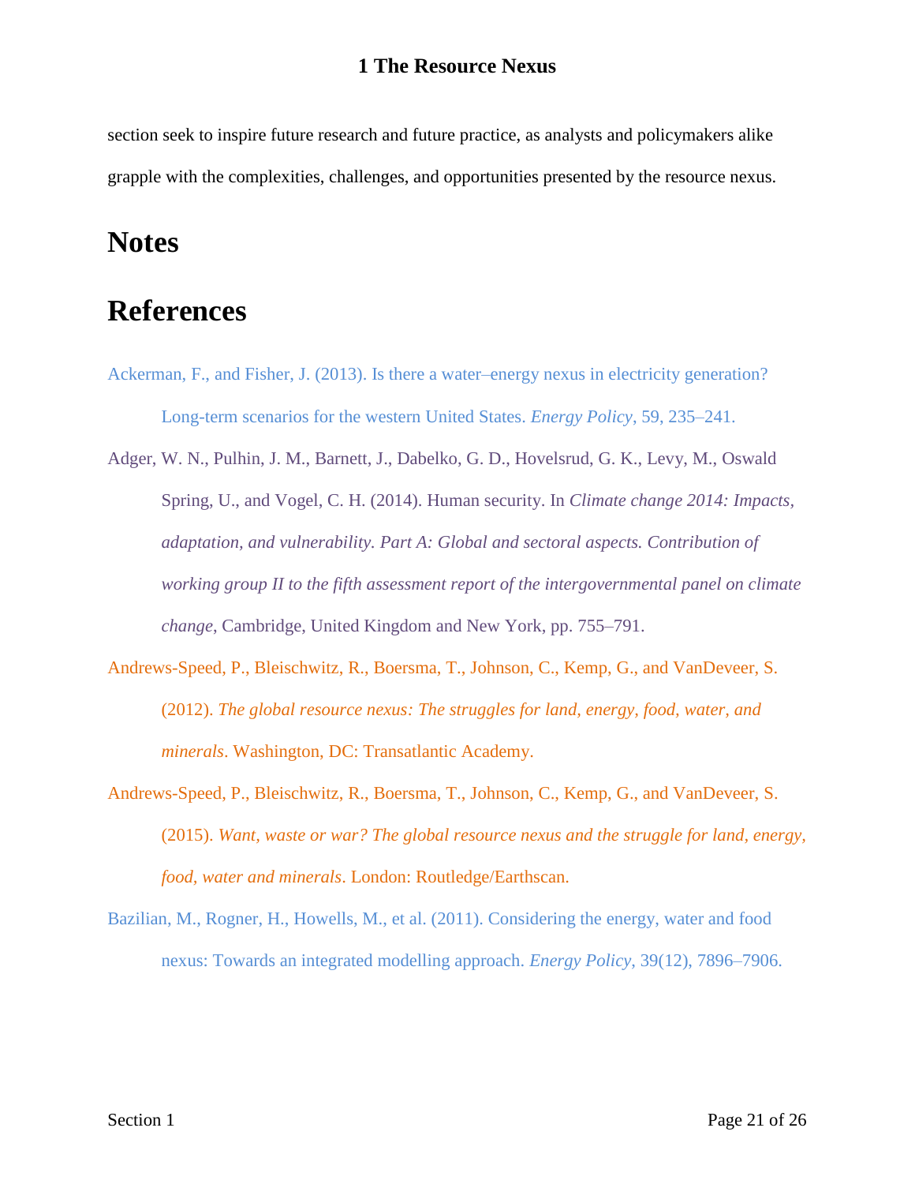section seek to inspire future research and future practice, as analysts and policymakers alike grapple with the complexities, challenges, and opportunities presented by the resource nexus.

# Notes

# References

Ackerman, F., and Fisher, J. (2013). Is there a water–energy nexus in electricity generation? Long-term scenarios for the western United States. *Energy Policy*, 59, 235–241.

Adger, W. N., Pulhin, J. M., Barnett, J., Dabelko, G. D., Hovelsrud, G. K., Levy, M., Oswald Spring, U., and Vogel, C. H. (2014). Human security. In *Climate change 2014: Impacts, adaptation, and vulnerability. Part A: Global and sectoral aspects. Contribution of working group II to the fifth assessment report of the intergovernmental panel on climate change*, Cambridge, United Kingdom and New York, pp. 755–791.

Andrews-Speed, P., Bleischwitz, R., Boersma, T., Johnson, C., Kemp, G., and VanDeveer, S. (2012). *The global resource nexus: The struggles for land, energy, food, water, and minerals*. Washington, DC: Transatlantic Academy.

Andrews-Speed, P., Bleischwitz, R., Boersma, T., Johnson, C., Kemp, G., and VanDeveer, S. (2015). *Want, waste or war? The global resource nexus and the struggle for land, energy, food, water and minerals*. London: Routledge/Earthscan.

Bazilian, M., Rogner, H., Howells, M., et al. (2011). Considering the energy, water and food nexus: Towards an integrated modelling approach. *Energy Policy*, 39(12), 7896–7906.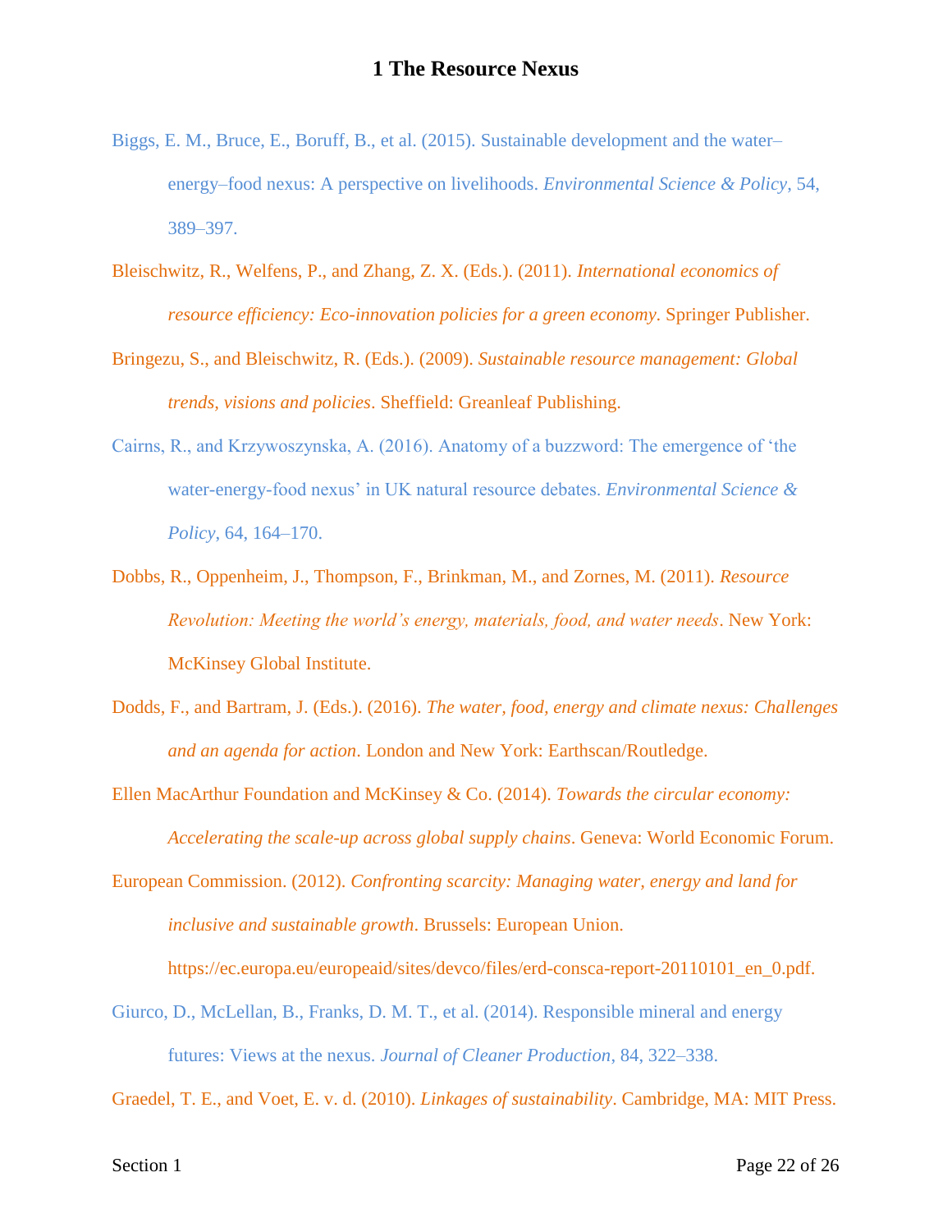# 1 The Resource Nexus

Biggs, E. M., Bruce, E., Boruff, B., et al. (2015). Sustainable development and the water–energy–food nexus: A perspective on livelihoods. *Environmental Science & Policy*, 54, 389–397.

Bleischwitz, R., Welfens, P., and Zhang, Z. X. (Eds.). (2011). *International economics of resource efficiency: Eco-innovation policies for a green economy*. Springer Publisher.

Bringezu, S., and Bleischwitz, R. (Eds.). (2009). *Sustainable resource management: Global trends, visions and policies*. Sheffield: Greenleaf Publishing.

Cairns, R., and Krzywoszynska, A. (2016). Anatomy of a buzzword: The emergence of 'the water-energy-food nexus' in UK natural resource debates. *Environmental Science & Policy*, 64, 164–170.

Dobbs, R., Oppenheim, J., Thompson, F., Brinkman, M., and Zornes, M. (2011). *Resource Revolution: Meeting the world's energy, materials, food, and water needs*. New York: McKinsey Global Institute.

Dodds, F., and Bartram, J. (Eds.). (2016). *The water, food, energy and climate nexus: Challenges and an agenda for action*. London and New York: Earthscan/Routledge.

Ellen MacArthur Foundation and McKinsey & Co. (2014). *Towards the circular economy: Accelerating the scale-up across global supply chains*. Geneva: World Economic Forum.

European Commission. (2012). *Confronting scarcity: Managing water, energy and land for inclusive and sustainable growth*. Brussels: European Union. https://ec.europa.eu/europeaid/sites/devco/files/erd-consca-report-20110101_en_0.pdf.

Giurco, D., McLellan, B., Franks, D. M. T., et al. (2014). Responsible mineral and energy futures: Views at the nexus. *Journal of Cleaner Production*, 84, 322–338.

Graedel, T. E., and Voet, E. v. d. (2010). *Linkages of sustainability*. Cambridge, MA: MIT Press.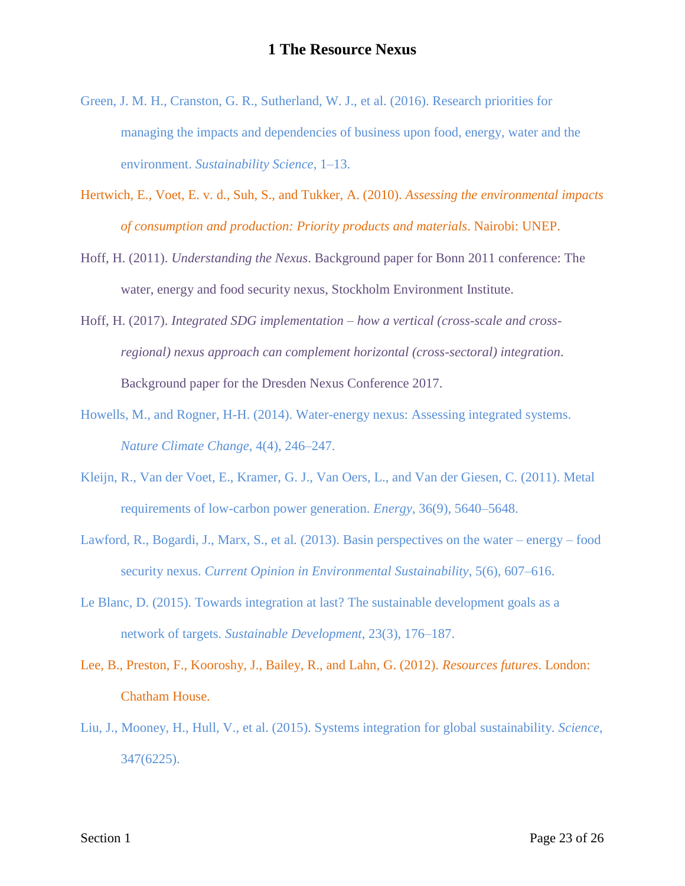# 1 The Resource Nexus

Green, J. M. H., Cranston, G. R., Sutherland, W. J., et al. (2016). Research priorities for managing the impacts and dependencies of business upon food, energy, water and the environment. *Sustainability Science*, 1–13.

Hertwich, E., Voet, E. v. d., Suh, S., and Tukker, A. (2010). *Assessing the environmental impacts of consumption and production: Priority products and materials*. Nairobi: UNEP.

Hoff, H. (2011). *Understanding the Nexus*. Background paper for Bonn 2011 conference: The water, energy and food security nexus, Stockholm Environment Institute.

Hoff, H. (2017). *Integrated SDG implementation – how a vertical (cross-scale and cross-regional) nexus approach can complement horizontal (cross-sectoral) integration*. Background paper for the Dresden Nexus Conference 2017.

Howells, M., and Rogner, H-H. (2014). Water-energy nexus: Assessing integrated systems. *Nature Climate Change*, 4(4), 246–247.

Kleijn, R., Van der Voet, E., Kramer, G. J., Van Oers, L., and Van der Giesen, C. (2011). Metal requirements of low-carbon power generation. *Energy*, 36(9), 5640–5648.

Lawford, R., Bogardi, J., Marx, S., et al. (2013). Basin perspectives on the water – energy – food security nexus. *Current Opinion in Environmental Sustainability*, 5(6), 607–616.

Le Blanc, D. (2015). Towards integration at last? The sustainable development goals as a network of targets. *Sustainable Development*, 23(3), 176–187.

Lee, B., Preston, F., Kooroshy, J., Bailey, R., and Lahn, G. (2012). *Resources futures*. London: Chatham House.

Liu, J., Mooney, H., Hull, V., et al. (2015). Systems integration for global sustainability. *Science*, 347(6225).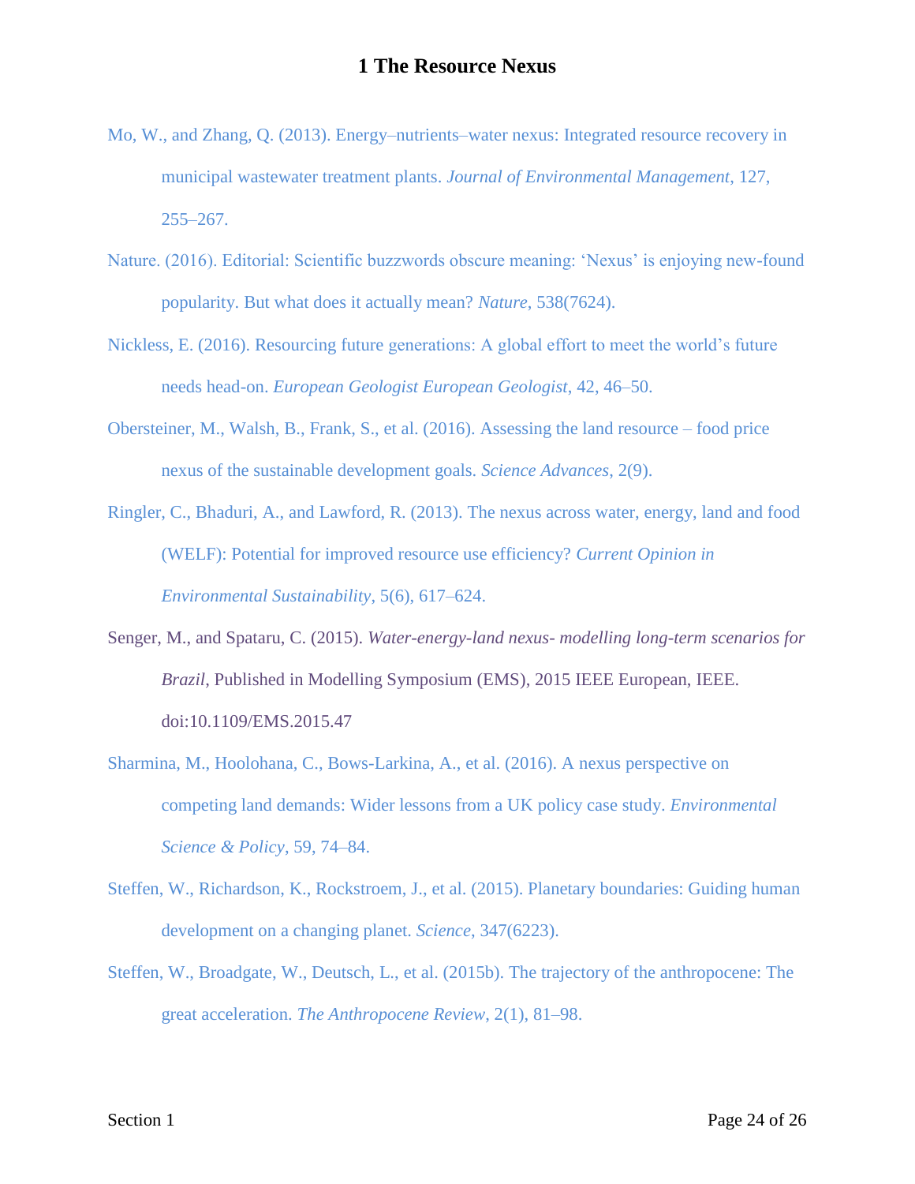Mo, W., and Zhang, Q. (2013). Energy–nutrients–water nexus: Integrated resource recovery in municipal wastewater treatment plants. *Journal of Environmental Management*, 127, 255–267.

Nature. (2016). Editorial: Scientific buzzwords obscure meaning: 'Nexus' is enjoying new-found popularity. But what does it actually mean? *Nature*, 538(7624).

Nickless, E. (2016). Resourcing future generations: A global effort to meet the world's future needs head-on. *European Geologist European Geologist*, 42, 46–50.

Obersteiner, M., Walsh, B., Frank, S., et al. (2016). Assessing the land resource – food price nexus of the sustainable development goals. *Science Advances*, 2(9).

Ringler, C., Bhaduri, A., and Lawford, R. (2013). The nexus across water, energy, land and food (WELF): Potential for improved resource use efficiency? *Current Opinion in Environmental Sustainability*, 5(6), 617–624.

Senger, M., and Spataru, C. (2015). *Water-energy-land nexus- modelling long-term scenarios for Brazil*, Published in Modelling Symposium (EMS), 2015 IEEE European, IEEE. doi:10.1109/EMS.2015.47

Sharmina, M., Hoolohana, C., Bows-Larkina, A., et al. (2016). A nexus perspective on competing land demands: Wider lessons from a UK policy case study. *Environmental Science & Policy*, 59, 74–84.

Steffen, W., Richardson, K., Rockstroem, J., et al. (2015). Planetary boundaries: Guiding human development on a changing planet. *Science*, 347(6223).

Steffen, W., Broadgate, W., Deutsch, L., et al. (2015b). The trajectory of the anthropocene: The great acceleration. *The Anthropocene Review*, 2(1), 81–98.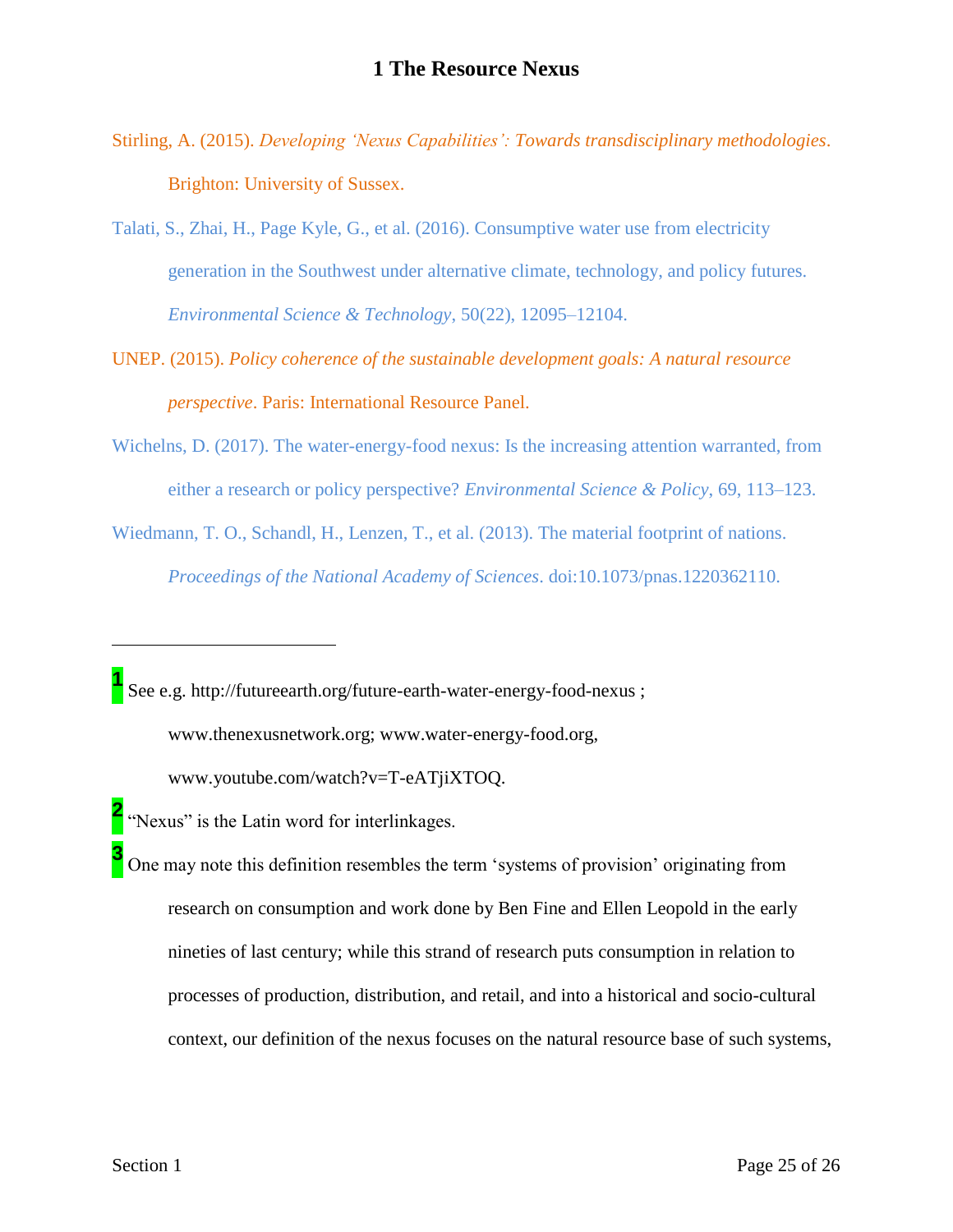Stirling, A. (2015). *Developing 'Nexus Capabilities': Towards transdisciplinary methodologies*. Brighton: University of Sussex.

Talati, S., Zhai, H., Page Kyle, G., et al. (2016). Consumptive water use from electricity generation in the Southwest under alternative climate, technology, and policy futures. *Environmental Science & Technology*, 50(22), 12095–12104.

UNEP. (2015). *Policy coherence of the sustainable development goals: A natural resource perspective*. Paris: International Resource Panel.

Wichelns, D. (2017). The water-energy-food nexus: Is the increasing attention warranted, from either a research or policy perspective? *Environmental Science & Policy*, 69, 113–123.

Wiedmann, T. O., Schandl, H., Lenzen, T., et al. (2013). The material footprint of nations. *Proceedings of the National Academy of Sciences*. doi:10.1073/pnas.1220362110.

---

[1] See e.g. http://futureearth.org/future-earth-water-energy-food-nexus ; www.thenexusnetwork.org; www.water-energy-food.org, www.youtube.com/watch?v=T-eATjiXTOQ.

[2] "Nexus" is the Latin word for interlinkages.

[3] One may note this definition resembles the term 'systems of provision' originating from research on consumption and work done by Ben Fine and Ellen Leopold in the early nineties of last century; while this strand of research puts consumption in relation to processes of production, distribution, and retail, and into a historical and socio-cultural context, our definition of the nexus focuses on the natural resource base of such systems,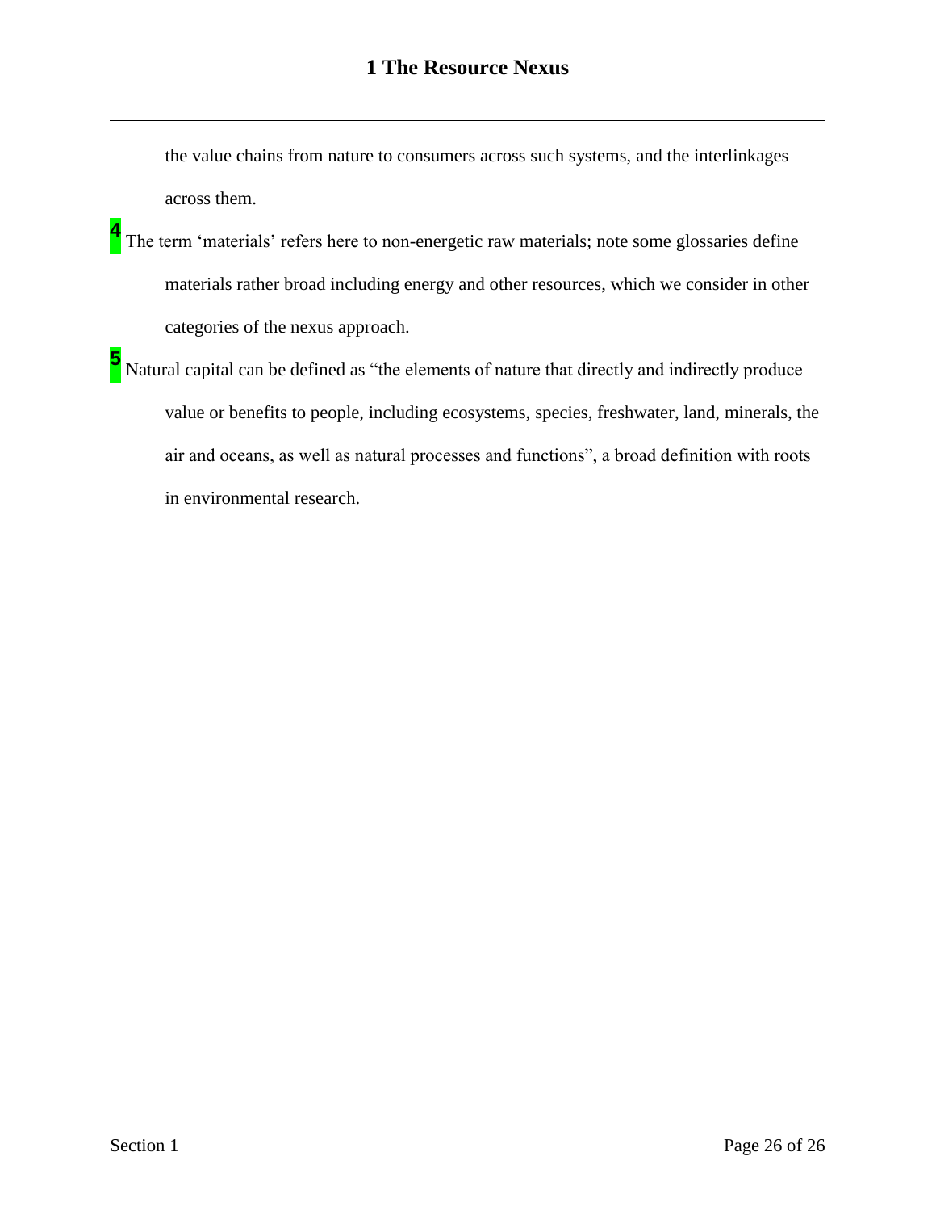the value chains from nature to consumers across such systems, and the interlinkages across them.

[4] The term ‘materials’ refers here to non-energetic raw materials; note some glossaries define materials rather broad including energy and other resources, which we consider in other categories of the nexus approach.

[5] Natural capital can be defined as “the elements of nature that directly and indirectly produce value or benefits to people, including ecosystems, species, freshwater, land, minerals, the air and oceans, as well as natural processes and functions”, a broad definition with roots in environmental research.